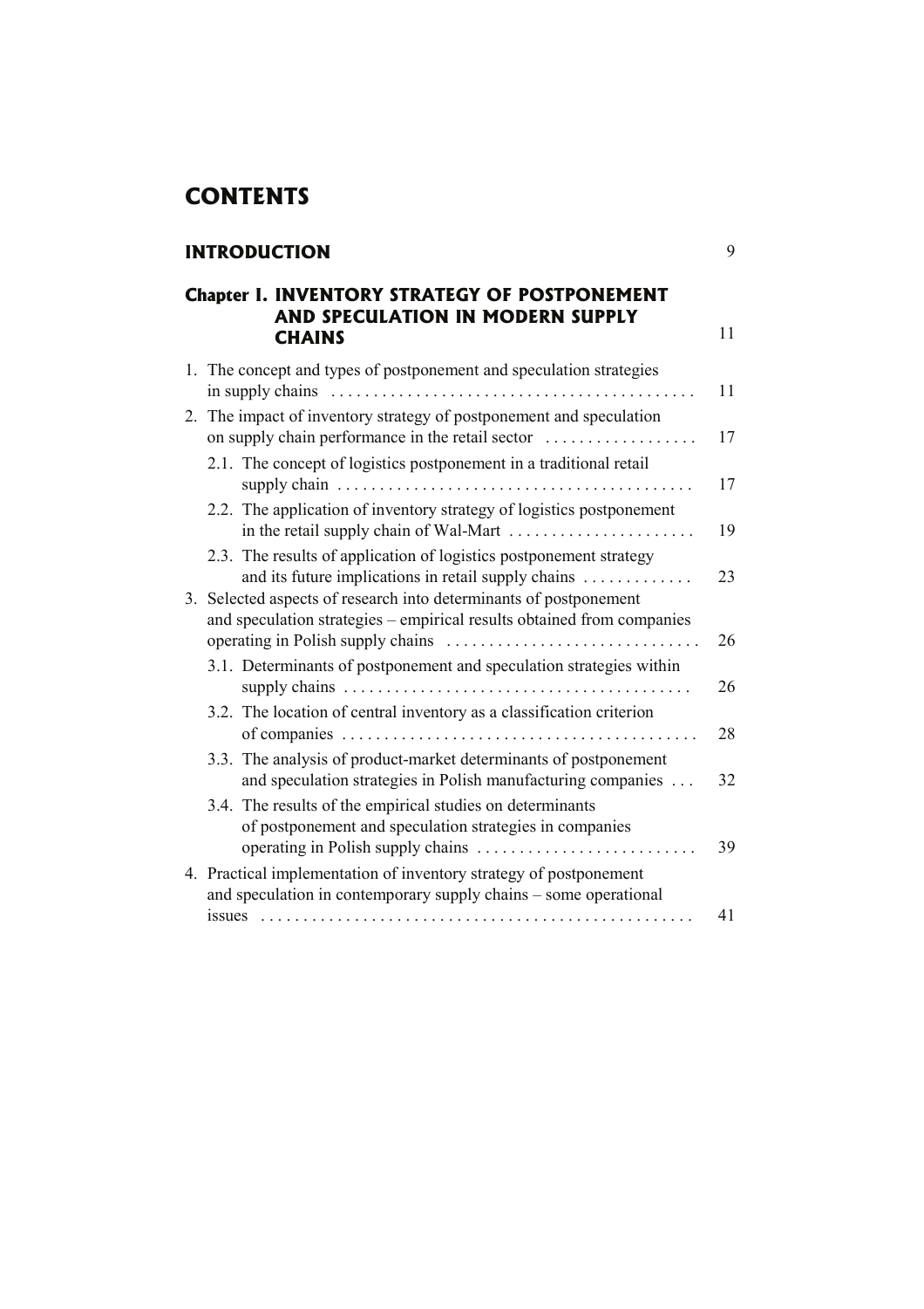# CONTENTS

**INTRODUCTION** 9

**Chapter I. INVENTORY STRATEGY OF POSTPONEMENT AND SPECULATION IN MODERN SUPPLY CHAINS** 11

1. The concept and types of postponement and speculation strategies in supply chains . . . . . . . . . . . . . . . . . . . . . . . . . . . . . . . . . . . . . . . . . . . 11
2. The impact of inventory strategy of postponement and speculation on supply chain performance in the retail sector . . . . . . . . . . . . . . . . . . 17
   - 2.1. The concept of logistics postponement in a traditional retail supply chain . . . . . . . . . . . . . . . . . . . . . . . . . . . . . . . . . . . . . . . . . . 17
   - 2.2. The application of inventory strategy of logistics postponement in the retail supply chain of Wal-Mart . . . . . . . . . . . . . . . . . . . . . . 19
   - 2.3. The results of application of logistics postponement strategy and its future implications in retail supply chains . . . . . . . . . . . . . 23
3. Selected aspects of research into determinants of postponement and speculation strategies – empirical results obtained from companies operating in Polish supply chains . . . . . . . . . . . . . . . . . . . . . . . . . . . . . . 26
   - 3.1. Determinants of postponement and speculation strategies within supply chains . . . . . . . . . . . . . . . . . . . . . . . . . . . . . . . . . . . . . . . . . 26
   - 3.2. The location of central inventory as a classification criterion of companies . . . . . . . . . . . . . . . . . . . . . . . . . . . . . . . . . . . . . . . . . . 28
   - 3.3. The analysis of product-market determinants of postponement and speculation strategies in Polish manufacturing companies . . . 32
   - 3.4. The results of the empirical studies on determinants of postponement and speculation strategies in companies operating in Polish supply chains . . . . . . . . . . . . . . . . . . . . . . . . . . 39
4. Practical implementation of inventory strategy of postponement and speculation in contemporary supply chains – some operational issues . . . . . . . . . . . . . . . . . . . . . . . . . . . . . . . . . . . . . . . . . . . . . . . . . . . 41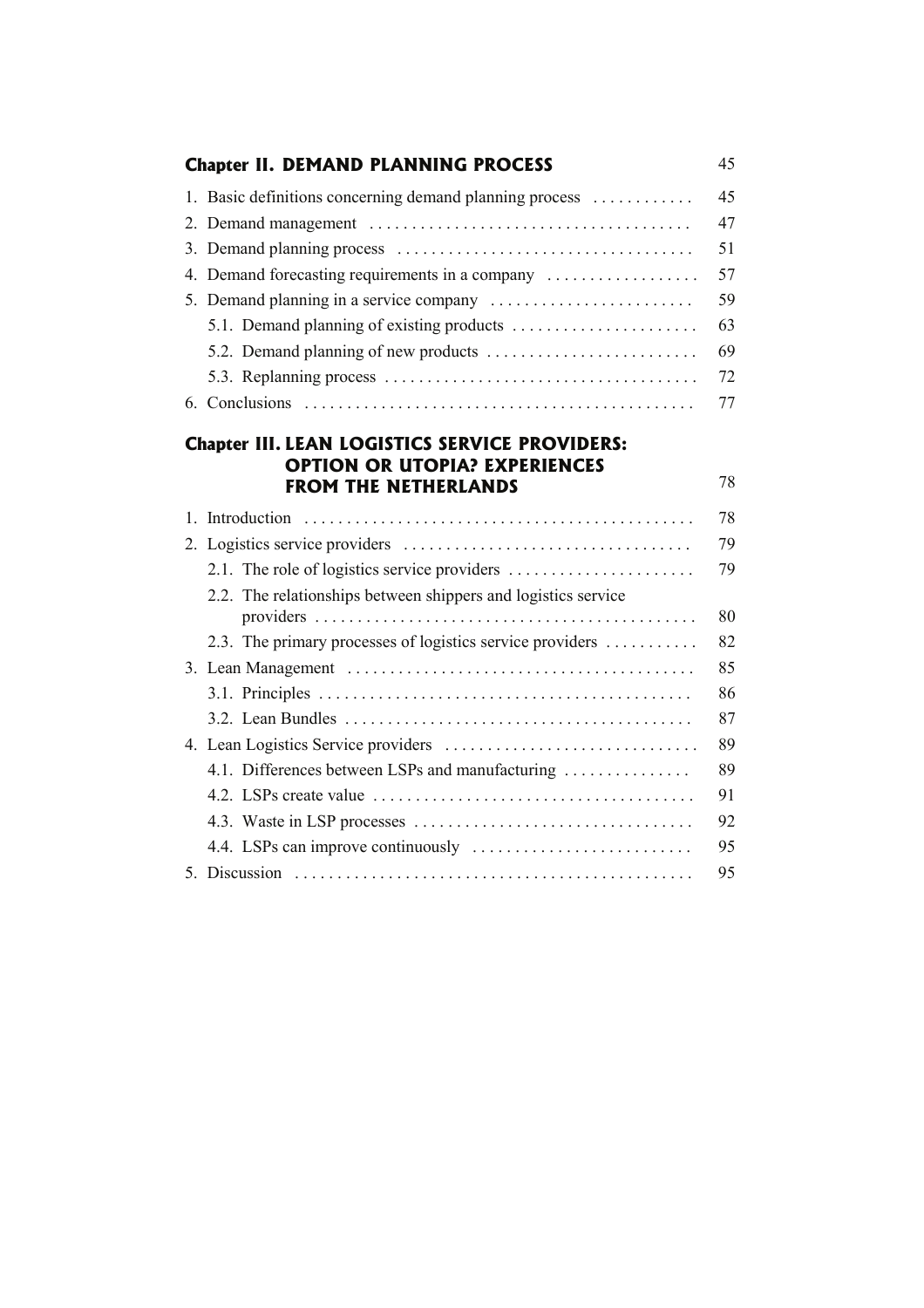## Chapter II. DEMAND PLANNING PROCESS 45

1. Basic definitions concerning demand planning process . . . . . . . . . . . . 45
2. Demand management . . . . . . . . . . . . . . . . . . . . . . . . . . . . . . . . . . . . . . 47
3. Demand planning process . . . . . . . . . . . . . . . . . . . . . . . . . . . . . . . . . . 51
4. Demand forecasting requirements in a company . . . . . . . . . . . . . . . . . . 57
5. Demand planning in a service company . . . . . . . . . . . . . . . . . . . . . . . . 59
   5.1. Demand planning of existing products . . . . . . . . . . . . . . . . . . . . . . 63
   5.2. Demand planning of new products . . . . . . . . . . . . . . . . . . . . . . . . . 69
   5.3. Replanning process . . . . . . . . . . . . . . . . . . . . . . . . . . . . . . . . . . . . . 72
6. Conclusions . . . . . . . . . . . . . . . . . . . . . . . . . . . . . . . . . . . . . . . . . . . . . 77

## Chapter III. LEAN LOGISTICS SERVICE PROVIDERS: OPTION OR UTOPIA? EXPERIENCES FROM THE NETHERLANDS 78

1. Introduction . . . . . . . . . . . . . . . . . . . . . . . . . . . . . . . . . . . . . . . . . . . . . 78
2. Logistics service providers . . . . . . . . . . . . . . . . . . . . . . . . . . . . . . . . . . 79
   2.1. The role of logistics service providers . . . . . . . . . . . . . . . . . . . . . . 79
   2.2. The relationships between shippers and logistics service providers . . . . . . . . . . . . . . . . . . . . . . . . . . . . . . . . . . . . . . . . . . . . . 80
   2.3. The primary processes of logistics service providers . . . . . . . . . . . 82
3. Lean Management . . . . . . . . . . . . . . . . . . . . . . . . . . . . . . . . . . . . . . . . . 85
   3.1. Principles . . . . . . . . . . . . . . . . . . . . . . . . . . . . . . . . . . . . . . . . . . . . 86
   3.2. Lean Bundles . . . . . . . . . . . . . . . . . . . . . . . . . . . . . . . . . . . . . . . . . 87
4. Lean Logistics Service providers . . . . . . . . . . . . . . . . . . . . . . . . . . . . . 89
   4.1. Differences between LSPs and manufacturing . . . . . . . . . . . . . . . 89
   4.2. LSPs create value . . . . . . . . . . . . . . . . . . . . . . . . . . . . . . . . . . . . . . 91
   4.3. Waste in LSP processes . . . . . . . . . . . . . . . . . . . . . . . . . . . . . . . . . 92
   4.4. LSPs can improve continuously . . . . . . . . . . . . . . . . . . . . . . . . . . 95
5. Discussion . . . . . . . . . . . . . . . . . . . . . . . . . . . . . . . . . . . . . . . . . . . . . . 95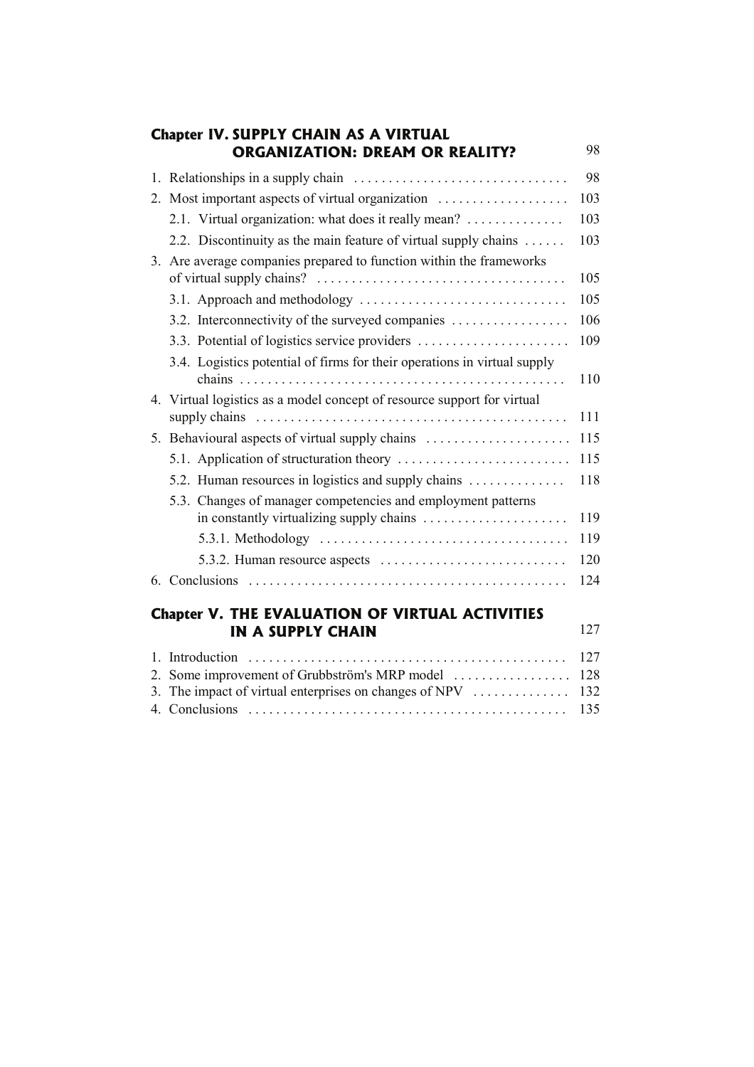## Chapter IV. SUPPLY CHAIN AS A VIRTUAL ORGANIZATION: DREAM OR REALITY? 98

1. Relationships in a supply chain . . . . . . . . . . . . . . . . . . . . . . . . . . . . . . . 98
2. Most important aspects of virtual organization . . . . . . . . . . . . . . . . . . . 103
   - 2.1. Virtual organization: what does it really mean? . . . . . . . . . . . . . 103
   - 2.2. Discontinuity as the main feature of virtual supply chains . . . . . . 103
3. Are average companies prepared to function within the frameworks of virtual supply chains? . . . . . . . . . . . . . . . . . . . . . . . . . . . . . . . . . . . 105
   - 3.1. Approach and methodology . . . . . . . . . . . . . . . . . . . . . . . . . . . . . . 105
   - 3.2. Interconnectivity of the surveyed companies . . . . . . . . . . . . . . . . 106
   - 3.3. Potential of logistics service providers . . . . . . . . . . . . . . . . . . . . . 109
   - 3.4. Logistics potential of firms for their operations in virtual supply chains . . . . . . . . . . . . . . . . . . . . . . . . . . . . . . . . . . . . . . . . . . . . . . 110
4. Virtual logistics as a model concept of resource support for virtual supply chains . . . . . . . . . . . . . . . . . . . . . . . . . . . . . . . . . . . . . . . . . . . . . 111
5. Behavioural aspects of virtual supply chains . . . . . . . . . . . . . . . . . . . . . 115
   - 5.1. Application of structuration theory . . . . . . . . . . . . . . . . . . . . . . . . . 115
   - 5.2. Human resources in logistics and supply chains . . . . . . . . . . . . . 118
   - 5.3. Changes of manager competencies and employment patterns in constantly virtualizing supply chains . . . . . . . . . . . . . . . . . . . . . 119
     - 5.3.1. Methodology . . . . . . . . . . . . . . . . . . . . . . . . . . . . . . . . . . . . 119
     - 5.3.2. Human resource aspects . . . . . . . . . . . . . . . . . . . . . . . . . . . 120
6. Conclusions . . . . . . . . . . . . . . . . . . . . . . . . . . . . . . . . . . . . . . . . . . . . . . 124

## Chapter V. THE EVALUATION OF VIRTUAL ACTIVITIES IN A SUPPLY CHAIN 127

1. Introduction . . . . . . . . . . . . . . . . . . . . . . . . . . . . . . . . . . . . . . . . . . . . . . 127
2. Some improvement of Grubbström's MRP model . . . . . . . . . . . . . . . . . 128
3. The impact of virtual enterprises on changes of NPV . . . . . . . . . . . . . . 132
4. Conclusions . . . . . . . . . . . . . . . . . . . . . . . . . . . . . . . . . . . . . . . . . . . . . . 135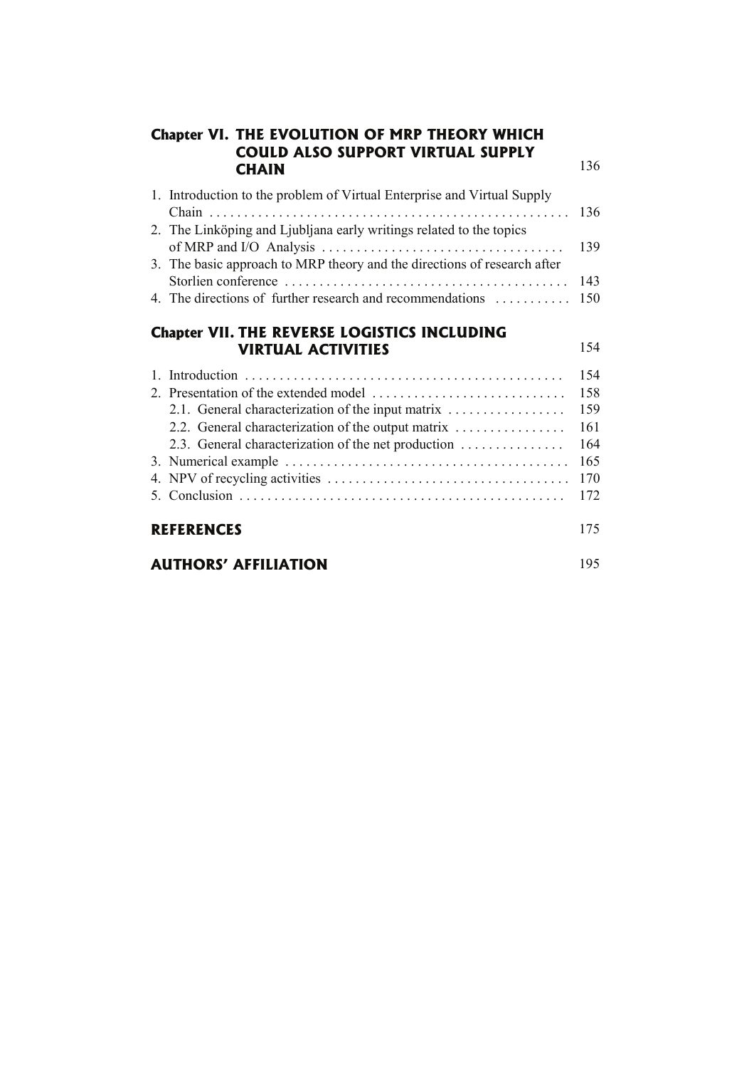**Chapter VI. THE EVOLUTION OF MRP THEORY WHICH COULD ALSO SUPPORT VIRTUAL SUPPLY CHAIN** 136

1. Introduction to the problem of Virtual Enterprise and Virtual Supply Chain . . . . . . . . . . . . . . . . . . . . . . . . . . . . . . . . . . . . . . . . . . . . . . . . . . . . 136
2. The Linköping and Ljubljana early writings related to the topics of MRP and I/O Analysis . . . . . . . . . . . . . . . . . . . . . . . . . . . . . . . . . . . 139
3. The basic approach to MRP theory and the directions of research after Storlien conference . . . . . . . . . . . . . . . . . . . . . . . . . . . . . . . . . . . . . . . . . 143
4. The directions of further research and recommendations . . . . . . . . . . . 150

**Chapter VII. THE REVERSE LOGISTICS INCLUDING VIRTUAL ACTIVITIES** 154

1. Introduction . . . . . . . . . . . . . . . . . . . . . . . . . . . . . . . . . . . . . . . . . . . . . . 154
2. Presentation of the extended model . . . . . . . . . . . . . . . . . . . . . . . . . . . . 158
   - 2.1. General characterization of the input matrix . . . . . . . . . . . . . . . . . 159
   - 2.2. General characterization of the output matrix . . . . . . . . . . . . . . . . 161
   - 2.3. General characterization of the net production . . . . . . . . . . . . . . . 164
3. Numerical example . . . . . . . . . . . . . . . . . . . . . . . . . . . . . . . . . . . . . . . . . 165
4. NPV of recycling activities . . . . . . . . . . . . . . . . . . . . . . . . . . . . . . . . . . . 170
5. Conclusion . . . . . . . . . . . . . . . . . . . . . . . . . . . . . . . . . . . . . . . . . . . . . . . 172

**REFERENCES** 175

**AUTHORS' AFFILIATION** 195